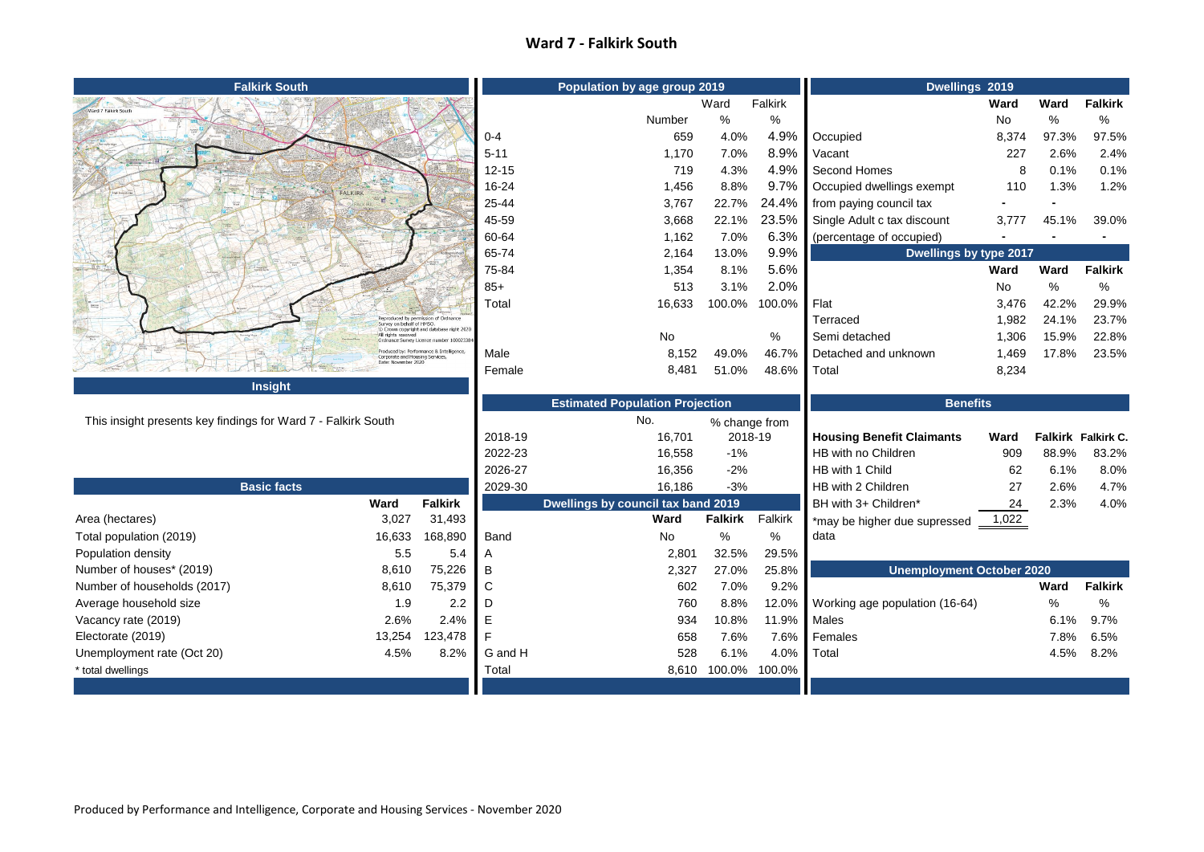# Ward 7 - Falkirk South

## Falkirk South

Reproduced by permission of Ordnance Survey on behalf of HMSO. © Crown copyright and database right 2020. All rights reserved. Ordnance Survey Licence number 100023384

Produced by: Performance & Intelligence, Corporate and Housing Services. Date: November 2020

## Insight

This insight presents key findings for Ward 7 - Falkirk South

## Basic facts

| | Ward | Falkirk |
|---|---|---|
| Area (hectares) | 3,027 | 31,493 |
| Total population (2019) | 16,633 | 168,890 |
| Population density | 5.5 | 5.4 |
| Number of houses* (2019) | 8,610 | 75,226 |
| Number of households (2017) | 8,610 | 75,379 |
| Average household size | 1.9 | 2.2 |
| Vacancy rate (2019) | 2.6% | 2.4% |
| Electorate (2019) | 13,254 | 123,478 |
| Unemployment rate (Oct 20) | 4.5% | 8.2% |

\* total dwellings

## Population by age group 2019

| | Number | Ward % | Falkirk % |
|---|---|---|---|
| 0-4 | 659 | 4.0% | 4.9% |
| 5-11 | 1,170 | 7.0% | 8.9% |
| 12-15 | 719 | 4.3% | 4.9% |
| 16-24 | 1,456 | 8.8% | 9.7% |
| 25-44 | 3,767 | 22.7% | 24.4% |
| 45-59 | 3,668 | 22.1% | 23.5% |
| 60-64 | 1,162 | 7.0% | 6.3% |
| 65-74 | 2,164 | 13.0% | 9.9% |
| 75-84 | 1,354 | 8.1% | 5.6% |
| 85+ | 513 | 3.1% | 2.0% |
| Total | 16,633 | 100.0% | 100.0% |

| | No | | % |
|---|---|---|---|
| Male | 8,152 | 49.0% | 46.7% |
| Female | 8,481 | 51.0% | 48.6% |

## Estimated Population Projection

| | No. | % change from 2018-19 |
|---|---|---|
| 2018-19 | 16,701 | |
| 2022-23 | 16,558 | -1% |
| 2026-27 | 16,356 | -2% |
| 2029-30 | 16,186 | -3% |

## Dwellings by council tax band 2019

| Band | Ward No | Falkirk % | Falkirk % |
|---|---|---|---|
| A | 2,801 | 32.5% | 29.5% |
| B | 2,327 | 27.0% | 25.8% |
| C | 602 | 7.0% | 9.2% |
| D | 760 | 8.8% | 12.0% |
| E | 934 | 10.8% | 11.9% |
| F | 658 | 7.6% | 7.6% |
| G and H | 528 | 6.1% | 4.0% |
| Total | 8,610 | 100.0% | 100.0% |

## Dwellings 2019

| | Ward No | Ward % | Falkirk % |
|---|---|---|---|
| Occupied | 8,374 | 97.3% | 97.5% |
| Vacant | 227 | 2.6% | 2.4% |
| Second Homes | 8 | 0.1% | 0.1% |
| Occupied dwellings exempt from paying council tax | 110 | 1.3% | 1.2% |
| Single Adult c tax discount (percentage of occupied) | 3,777 | 45.1% | 39.0% |

## Dwellings by type 2017

| | Ward No | Ward % | Falkirk % |
|---|---|---|---|
| Flat | 3,476 | 42.2% | 29.9% |
| Terraced | 1,982 | 24.1% | 23.7% |
| Semi detached | 1,306 | 15.9% | 22.8% |
| Detached and unknown | 1,469 | 17.8% | 23.5% |
| Total | 8,234 | | |

## Benefits

| Housing Benefit Claimants | Ward | Falkirk | Falkirk C. |
|---|---|---|---|
| HB with no Children | 909 | 88.9% | 83.2% |
| HB with 1 Child | 62 | 6.1% | 8.0% |
| HB with 2 Children | 27 | 2.6% | 4.7% |
| BH with 3+ Children* | 24 | 2.3% | 4.0% |
| *may be higher due supressed data | 1,022 | | |

## Unemployment October 2020

| Working age population (16-64) | Ward % | Falkirk % |
|---|---|---|
| Males | 6.1% | 9.7% |
| Females | 7.8% | 6.5% |
| Total | 4.5% | 8.2% |

Produced by Performance and Intelligence, Corporate and Housing Services - November 2020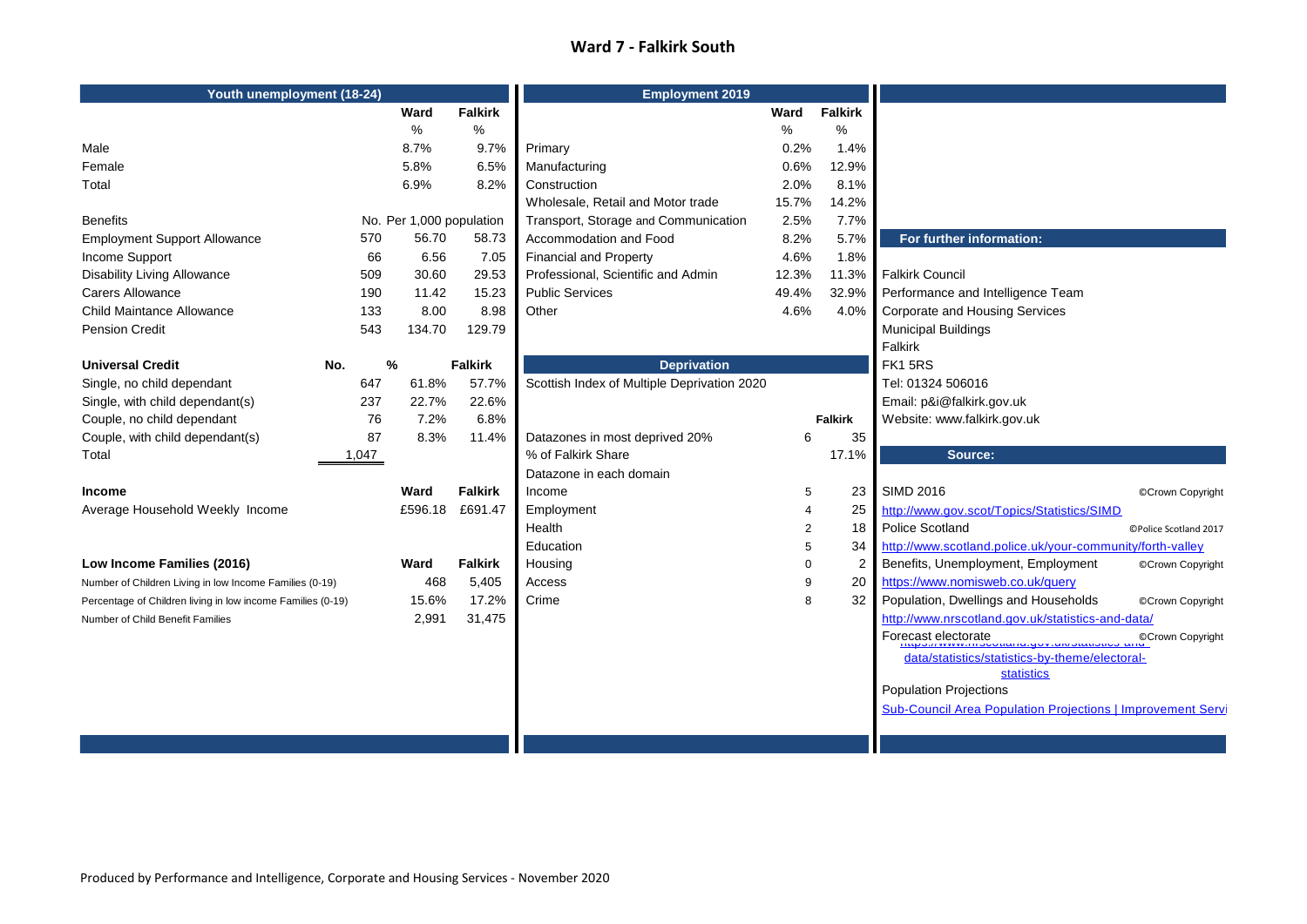# Ward 7 - Falkirk South

## Youth unemployment (18-24)

| | Ward | Falkirk |
|---|---|---|
| | % | % |
| Male | 8.7% | 9.7% |
| Female | 5.8% | 6.5% |
| Total | 6.9% | 8.2% |

| Benefits | | No. Per 1,000 population | |
|---|---|---|---|
| Employment Support Allowance | 570 | 56.70 | 58.73 |
| Income Support | 66 | 6.56 | 7.05 |
| Disability Living Allowance | 509 | 30.60 | 29.53 |
| Carers Allowance | 190 | 11.42 | 15.23 |
| Child Maintance Allowance | 133 | 8.00 | 8.98 |
| Pension Credit | 543 | 134.70 | 129.79 |

| Universal Credit | No. | % | Falkirk |
|---|---|---|---|
| Single, no child dependant | 647 | 61.8% | 57.7% |
| Single, with child dependant(s) | 237 | 22.7% | 22.6% |
| Couple, no child dependant | 76 | 7.2% | 6.8% |
| Couple, with child dependant(s) | 87 | 8.3% | 11.4% |
| Total | 1,047 | | |

| Income | Ward | Falkirk |
|---|---|---|
| Average Household Weekly Income | £596.18 | £691.47 |

| Low Income Families (2016) | Ward | Falkirk |
|---|---|---|
| Number of Children Living in low Income Families (0-19) | 468 | 5,405 |
| Percentage of Children living in low income Families (0-19) | 15.6% | 17.2% |
| Number of Child Benefit Families | 2,991 | 31,475 |

## Employment 2019

| | Ward | Falkirk |
|---|---|---|
| | % | % |
| Primary | 0.2% | 1.4% |
| Manufacturing | 0.6% | 12.9% |
| Construction | 2.0% | 8.1% |
| Wholesale, Retail and Motor trade | 15.7% | 14.2% |
| Transport, Storage and Communication | 2.5% | 7.7% |
| Accommodation and Food | 8.2% | 5.7% |
| Financial and Property | 4.6% | 1.8% |
| Professional, Scientific and Admin | 12.3% | 11.3% |
| Public Services | 49.4% | 32.9% |
| Other | 4.6% | 4.0% |

## Deprivation

Scottish Index of Multiple Deprivation 2020

| | | Falkirk |
|---|---|---|
| Datazones in most deprived 20% | 6 | 35 |
| % of Falkirk Share | | 17.1% |
| Datazone in each domain | | |
| Income | 5 | 23 |
| Employment | 4 | 25 |
| Health | 2 | 18 |
| Education | 5 | 34 |
| Housing | 0 | 2 |
| Access | 9 | 20 |
| Crime | 8 | 32 |

## For further information:

Falkirk Council
Performance and Intelligence Team
Corporate and Housing Services
Municipal Buildings
Falkirk
FK1 5RS
Tel: 01324 506016
Email: p&i@falkirk.gov.uk
Website: www.falkirk.gov.uk

## Source:

SIMD 2016 ©Crown Copyright
http://www.gov.scot/Topics/Statistics/SIMD
Police Scotland ©Police Scotland 2017
http://www.scotland.police.uk/your-community/forth-valley
Benefits, Unemployment, Employment ©Crown Copyright
https://www.nomisweb.co.uk/query
Population, Dwellings and Households ©Crown Copyright
http://www.nrscotland.gov.uk/statistics-and-data/
Forecast electorate ©Crown Copyright
https://www.nrscotland.gov.uk/statistics-and-data/statistics/statistics-by-theme/electoral-statistics
Population Projections
Sub-Council Area Population Projections | Improvement Servi

Produced by Performance and Intelligence, Corporate and Housing Services - November 2020